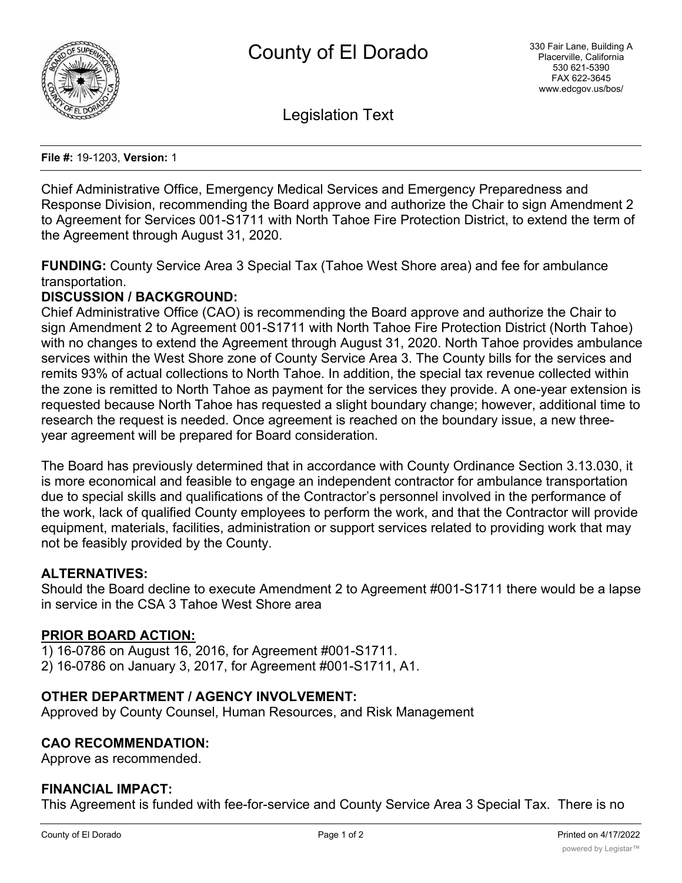# County of El Dorado

330 Fair Lane, Building A
Placerville, California
530 621-5390
FAX 622-3645
www.edcgov.us/bos/

## Legislation Text

**File #:** 19-1203, **Version:** 1

Chief Administrative Office, Emergency Medical Services and Emergency Preparedness and Response Division, recommending the Board approve and authorize the Chair to sign Amendment 2 to Agreement for Services 001-S1711 with North Tahoe Fire Protection District, to extend the term of the Agreement through August 31, 2020.

**FUNDING:** County Service Area 3 Special Tax (Tahoe West Shore area) and fee for ambulance transportation.

**DISCUSSION / BACKGROUND:**

Chief Administrative Office (CAO) is recommending the Board approve and authorize the Chair to sign Amendment 2 to Agreement 001-S1711 with North Tahoe Fire Protection District (North Tahoe) with no changes to extend the Agreement through August 31, 2020. North Tahoe provides ambulance services within the West Shore zone of County Service Area 3. The County bills for the services and remits 93% of actual collections to North Tahoe. In addition, the special tax revenue collected within the zone is remitted to North Tahoe as payment for the services they provide. A one-year extension is requested because North Tahoe has requested a slight boundary change; however, additional time to research the request is needed. Once agreement is reached on the boundary issue, a new three-year agreement will be prepared for Board consideration.

The Board has previously determined that in accordance with County Ordinance Section 3.13.030, it is more economical and feasible to engage an independent contractor for ambulance transportation due to special skills and qualifications of the Contractor's personnel involved in the performance of the work, lack of qualified County employees to perform the work, and that the Contractor will provide equipment, materials, facilities, administration or support services related to providing work that may not be feasibly provided by the County.

**ALTERNATIVES:**

Should the Board decline to execute Amendment 2 to Agreement #001-S1711 there would be a lapse in service in the CSA 3 Tahoe West Shore area

**PRIOR BOARD ACTION:**

1) 16-0786 on August 16, 2016, for Agreement #001-S1711.
2) 16-0786 on January 3, 2017, for Agreement #001-S1711, A1.

**OTHER DEPARTMENT / AGENCY INVOLVEMENT:**

Approved by County Counsel, Human Resources, and Risk Management

**CAO RECOMMENDATION:**

Approve as recommended.

**FINANCIAL IMPACT:**

This Agreement is funded with fee-for-service and County Service Area 3 Special Tax. There is no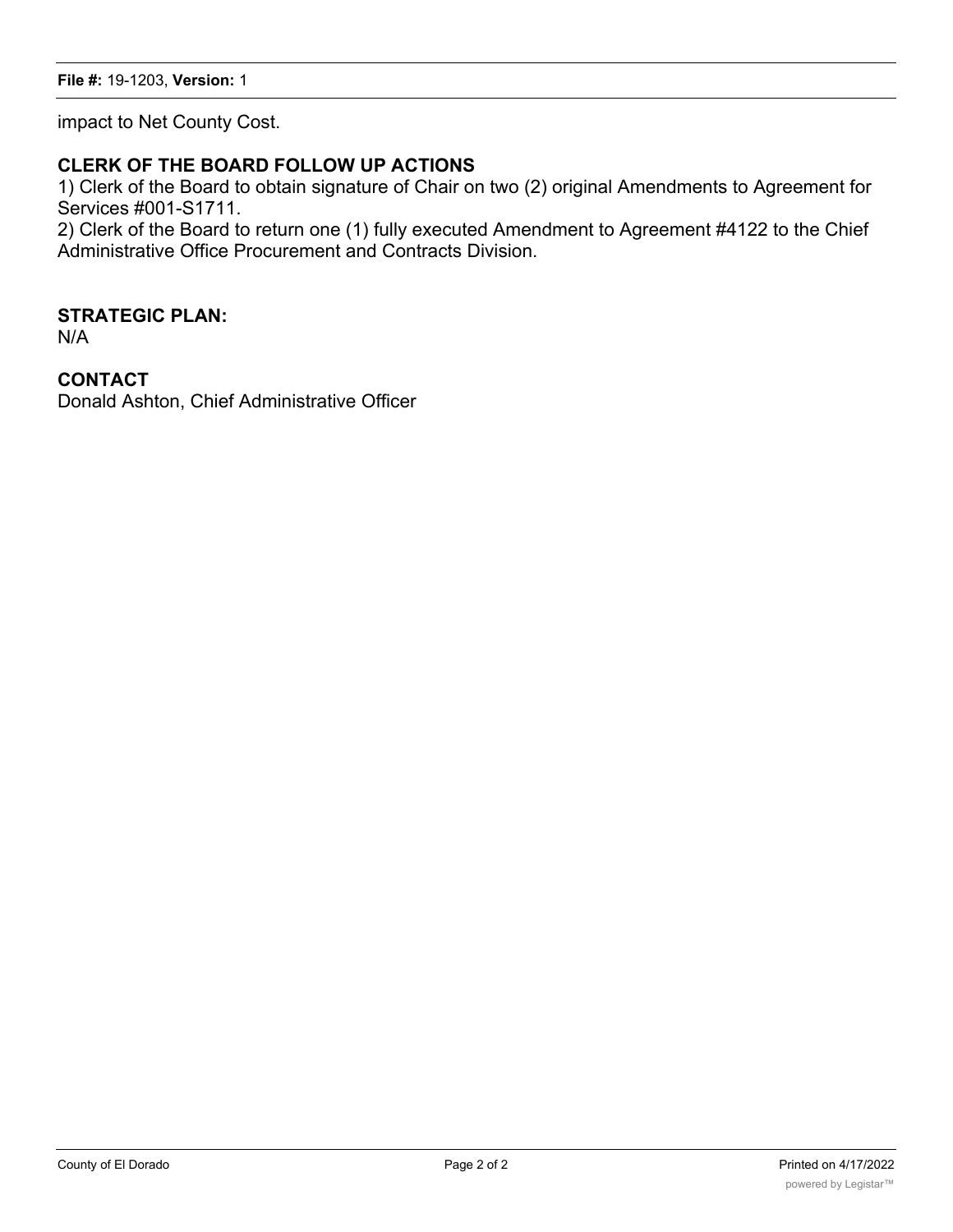impact to Net County Cost.

**CLERK OF THE BOARD FOLLOW UP ACTIONS**

1) Clerk of the Board to obtain signature of Chair on two (2) original Amendments to Agreement for Services #001-S1711.

2) Clerk of the Board to return one (1) fully executed Amendment to Agreement #4122 to the Chief Administrative Office Procurement and Contracts Division.

**STRATEGIC PLAN:**

N/A

**CONTACT**

Donald Ashton, Chief Administrative Officer